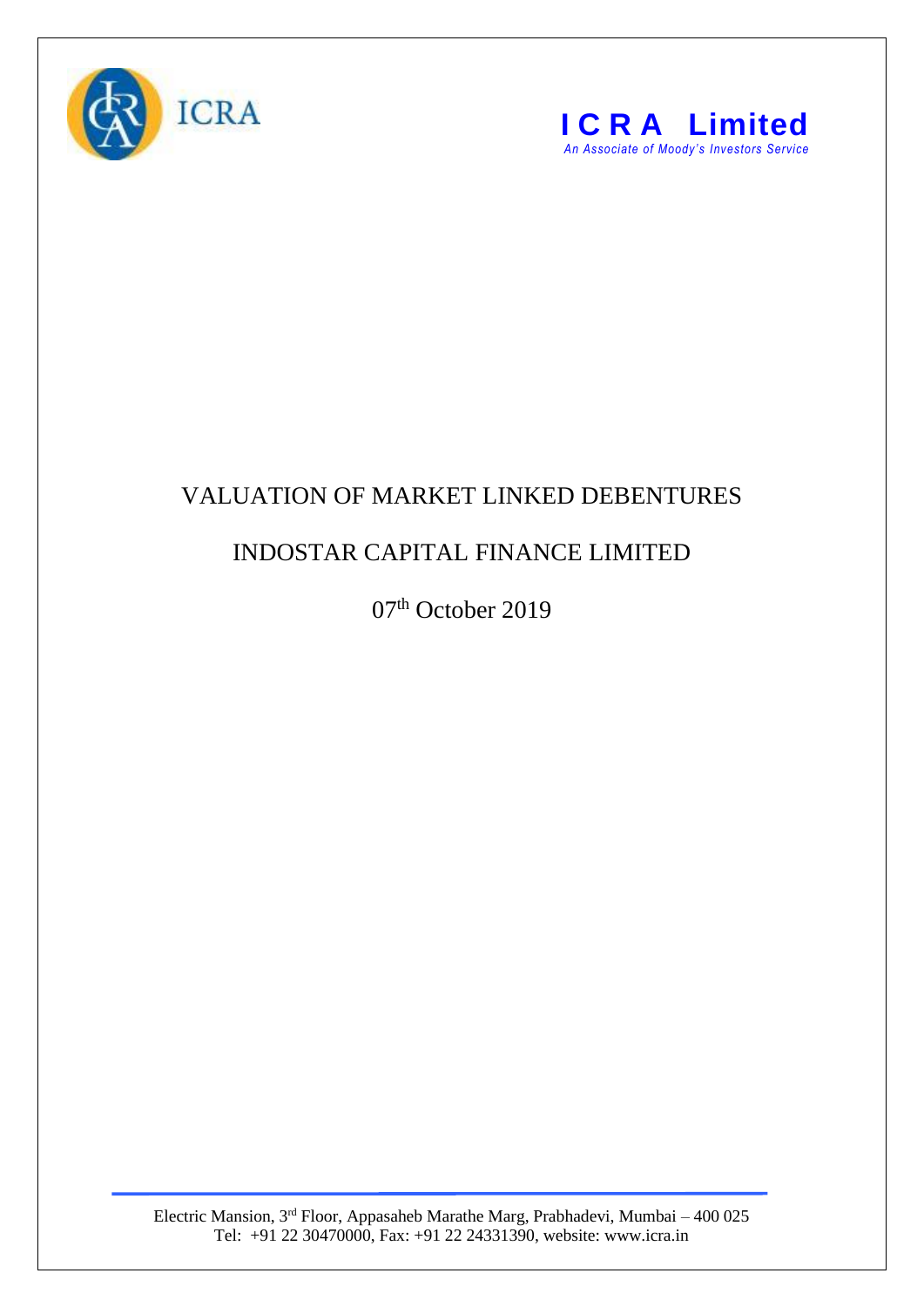ICRA

**I C R A Limited**
*An Associate of Moody's Investors Service*

# VALUATION OF MARKET LINKED DEBENTURES

# INDOSTAR CAPITAL FINANCE LIMITED

07th October 2019

Electric Mansion, 3rd Floor, Appasaheb Marathe Marg, Prabhadevi, Mumbai – 400 025
Tel: +91 22 30470000, Fax: +91 22 24331390, website: www.icra.in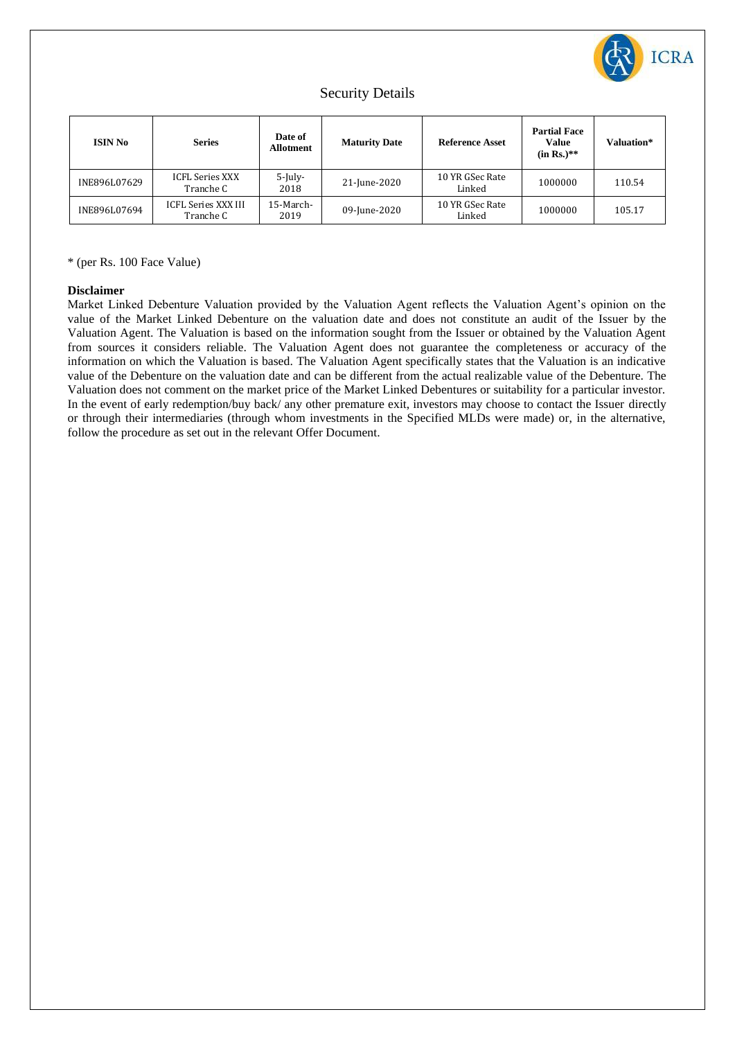## Security Details

| ISIN No | Series | Date of Allotment | Maturity Date | Reference Asset | Partial Face Value (in Rs.)** | Valuation* |
|---|---|---|---|---|---|---|
| INE896L07629 | ICFL Series XXX Tranche C | 5-July-2018 | 21-June-2020 | 10 YR GSec Rate Linked | 1000000 | 110.54 |
| INE896L07694 | ICFL Series XXX III Tranche C | 15-March-2019 | 09-June-2020 | 10 YR GSec Rate Linked | 1000000 | 105.17 |

* (per Rs. 100 Face Value)

**Disclaimer**

Market Linked Debenture Valuation provided by the Valuation Agent reflects the Valuation Agent's opinion on the value of the Market Linked Debenture on the valuation date and does not constitute an audit of the Issuer by the Valuation Agent. The Valuation is based on the information sought from the Issuer or obtained by the Valuation Agent from sources it considers reliable. The Valuation Agent does not guarantee the completeness or accuracy of the information on which the Valuation is based. The Valuation Agent specifically states that the Valuation is an indicative value of the Debenture on the valuation date and can be different from the actual realizable value of the Debenture. The Valuation does not comment on the market price of the Market Linked Debentures or suitability for a particular investor. In the event of early redemption/buy back/ any other premature exit, investors may choose to contact the Issuer directly or through their intermediaries (through whom investments in the Specified MLDs were made) or, in the alternative, follow the procedure as set out in the relevant Offer Document.